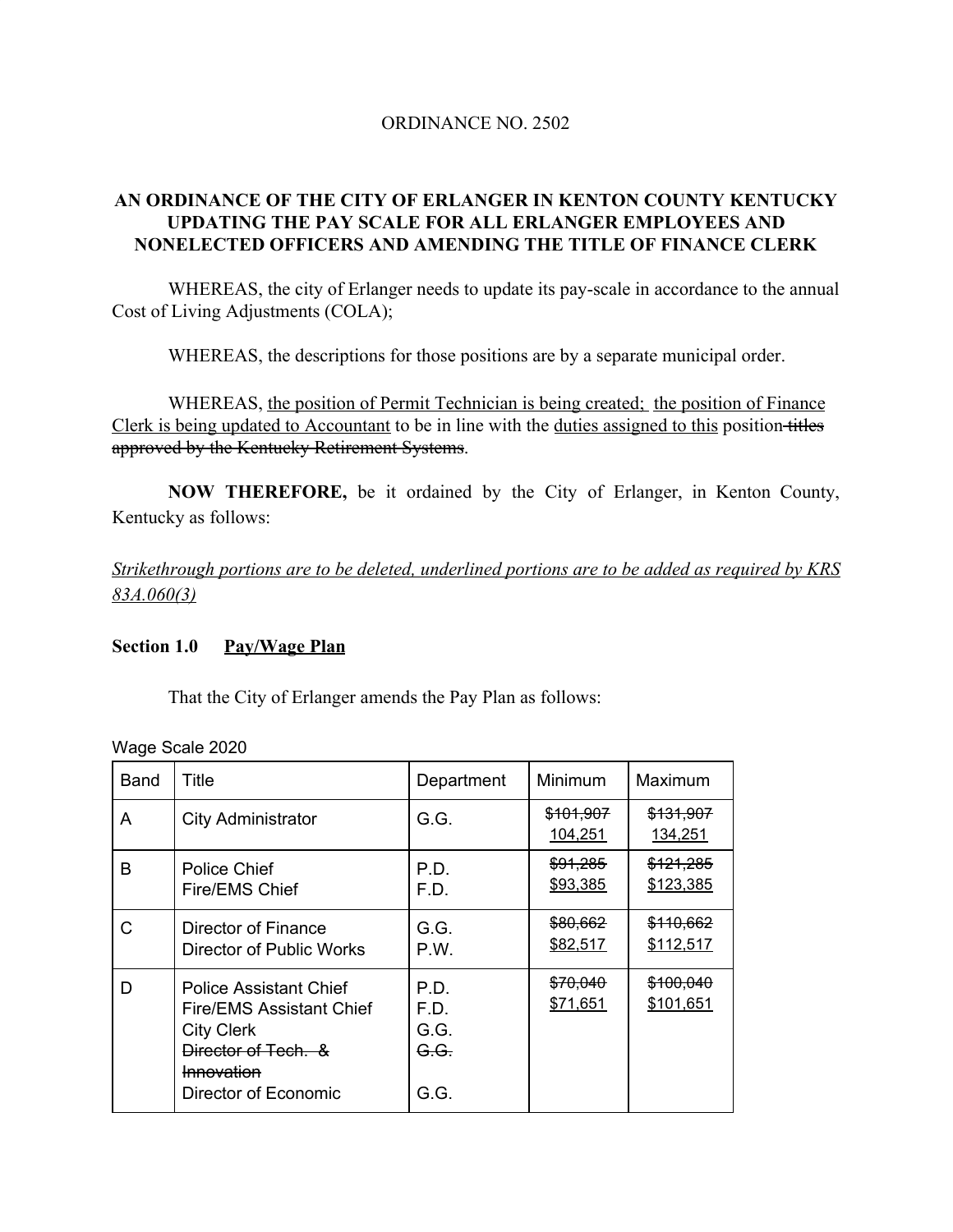ORDINANCE NO. 2502

**AN ORDINANCE OF THE CITY OF ERLANGER IN KENTON COUNTY KENTUCKY UPDATING THE PAY SCALE FOR ALL ERLANGER EMPLOYEES AND NONELECTED OFFICERS AND AMENDING THE TITLE OF FINANCE CLERK**

WHEREAS, the city of Erlanger needs to update its pay-scale in accordance to the annual Cost of Living Adjustments (COLA);

WHEREAS, the descriptions for those positions are by a separate municipal order.

WHEREAS, <u>the position of Permit Technician is being created;</u> <u>the position of Finance Clerk is being updated to Accountant</u> to be in line with the <u>duties assigned to this</u> position~~ titles approved by the Kentucky Retirement Systems~~.

**NOW THEREFORE,** be it ordained by the City of Erlanger, in Kenton County, Kentucky as follows:

*<u>Strikethrough portions are to be deleted, underlined portions are to be added as required by KRS 83A.060(3)</u>*

**Section 1.0 <u>Pay/Wage Plan</u>**

That the City of Erlanger amends the Pay Plan as follows:

Wage Scale 2020

| Band | Title | Department | Minimum | Maximum |
|---|---|---|---|---|
| A | City Administrator | G.G. | ~~$101,907~~ <u>104,251</u> | ~~$131,907~~ <u>134,251</u> |
| B | Police Chief<br>Fire/EMS Chief | P.D.<br>F.D. | ~~$91,285~~ <u>$93,385</u> | ~~$121,285~~ <u>$123,385</u> |
| C | Director of Finance<br>Director of Public Works | G.G.<br>P.W. | ~~$80,662~~ <u>$82,517</u> | ~~$110,662~~ <u>$112,517</u> |
| D | Police Assistant Chief<br>Fire/EMS Assistant Chief<br>City Clerk<br>~~Director of Tech. & Innovation~~<br>Director of Economic | P.D.<br>F.D.<br>G.G.<br>~~G.G.~~<br>G.G. | ~~$70,040~~ <u>$71,651</u> | ~~$100,040~~ <u>$101,651</u> |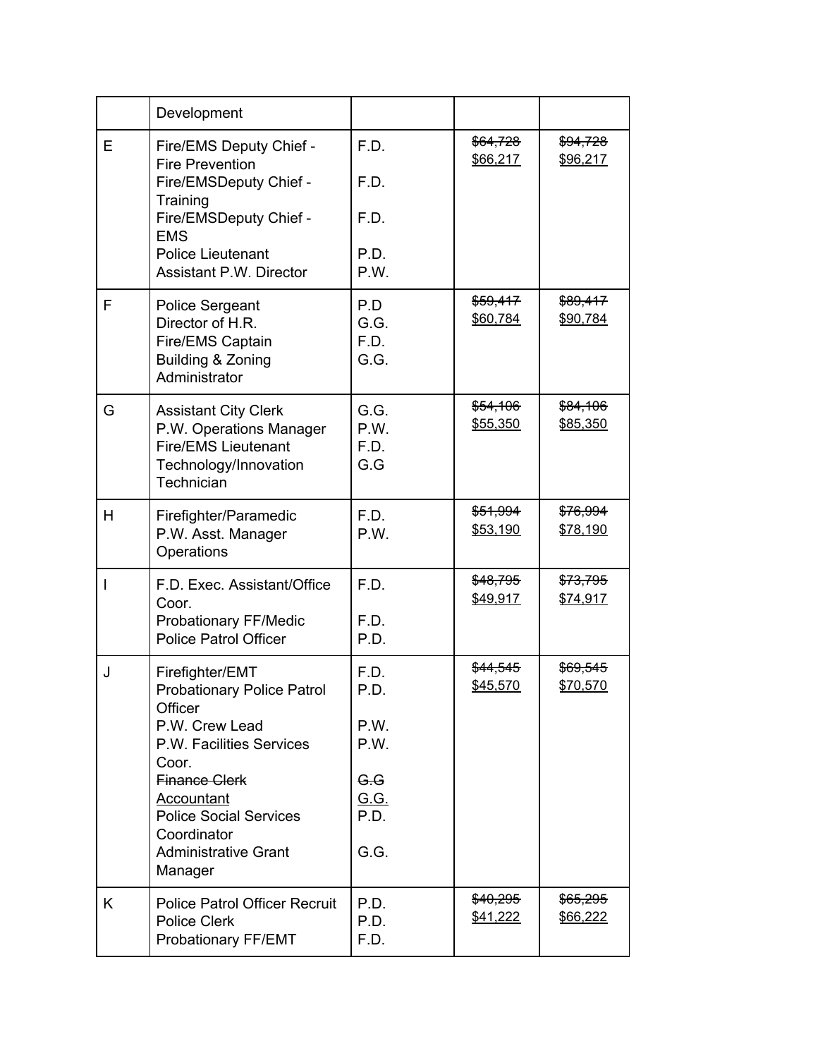| | Development | | | |
|---|---|---|---|---|
| E | Fire/EMS Deputy Chief - Fire Prevention<br>Fire/EMSDeputy Chief - Training<br>Fire/EMSDeputy Chief - EMS<br>Police Lieutenant<br>Assistant P.W. Director | F.D.<br>F.D.<br>F.D.<br>P.D.<br>P.W. | ~~$64,728~~<br><u>$66,217</u> | ~~$94,728~~<br><u>$96,217</u> |
| F | Police Sergeant<br>Director of H.R.<br>Fire/EMS Captain<br>Building & Zoning Administrator | P.D<br>G.G.<br>F.D.<br>G.G. | ~~$59,417~~<br><u>$60,784</u> | ~~$89,417~~<br><u>$90,784</u> |
| G | Assistant City Clerk<br>P.W. Operations Manager<br>Fire/EMS Lieutenant<br>Technology/Innovation Technician | G.G.<br>P.W.<br>F.D.<br>G.G | ~~$54,106~~<br><u>$55,350</u> | ~~$84,106~~<br><u>$85,350</u> |
| H | Firefighter/Paramedic<br>P.W. Asst. Manager Operations | F.D.<br>P.W. | ~~$51,994~~<br><u>$53,190</u> | ~~$76,994~~<br><u>$78,190</u> |
| I | F.D. Exec. Assistant/Office Coor.<br>Probationary FF/Medic<br>Police Patrol Officer | F.D.<br>F.D.<br>P.D. | ~~$48,795~~<br><u>$49,917</u> | ~~$73,795~~<br><u>$74,917</u> |
| J | Firefighter/EMT<br>Probationary Police Patrol Officer<br>P.W. Crew Lead<br>P.W. Facilities Services Coor.<br>~~Finance Clerk~~<br><u>Accountant</u><br>Police Social Services Coordinator<br>Administrative Grant Manager | F.D.<br>P.D.<br>P.W.<br>P.W.<br>~~G.G~~<br><u>G.G.</u><br>P.D.<br>G.G. | ~~$44,545~~<br><u>$45,570</u> | ~~$69,545~~<br><u>$70,570</u> |
| K | Police Patrol Officer Recruit<br>Police Clerk<br>Probationary FF/EMT | P.D.<br>P.D.<br>F.D. | ~~$40,295~~<br><u>$41,222</u> | ~~$65,295~~<br><u>$66,222</u> |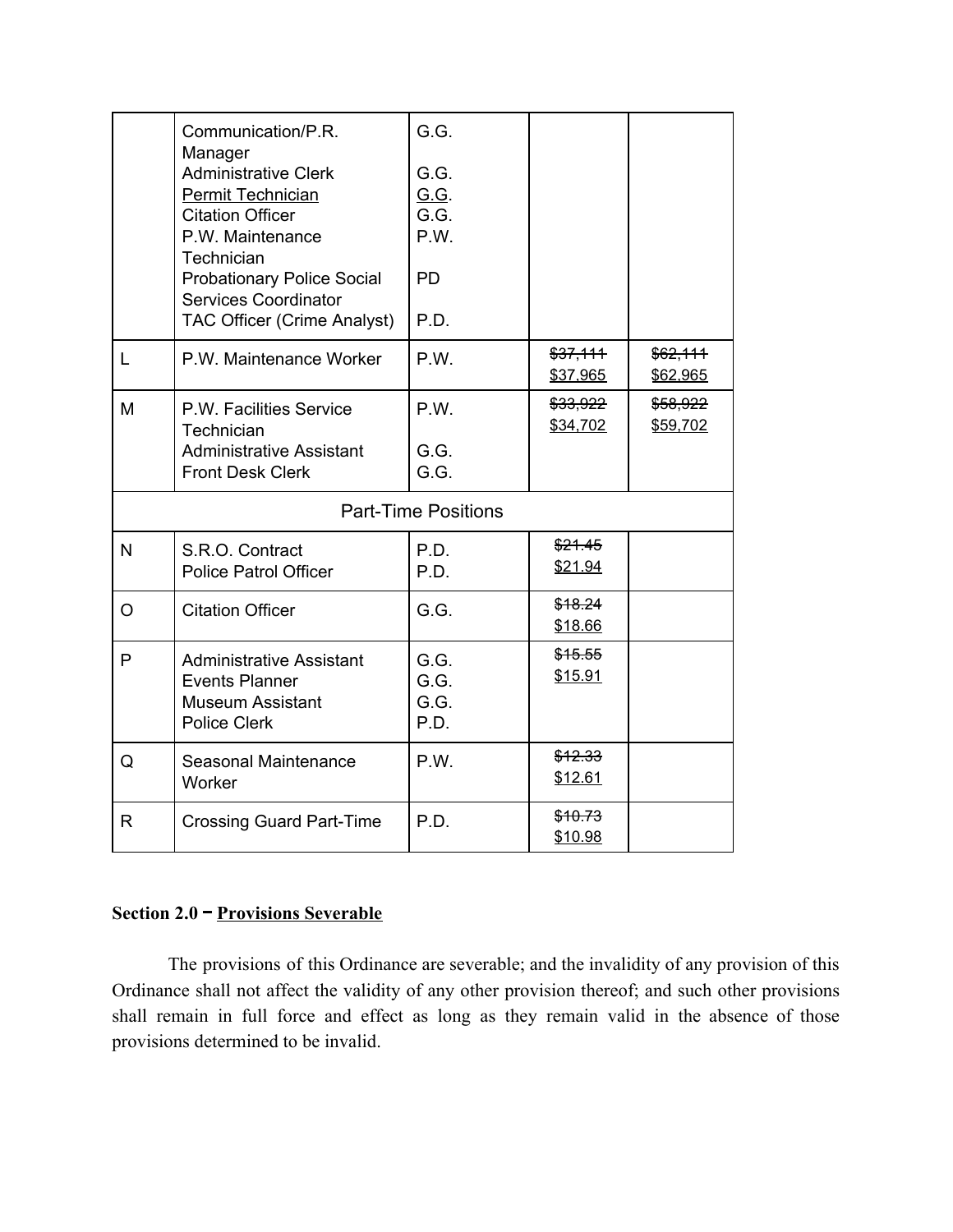| | | | | |
|---|---|---|---|---|
| | Communication/P.R. Manager<br>Administrative Clerk<br><u>Permit Technician</u><br>Citation Officer<br>P.W. Maintenance Technician<br>Probationary Police Social Services Coordinator<br>TAC Officer (Crime Analyst) | G.G.<br>G.G.<br><u>G.G</u>.<br>G.G.<br>P.W.<br>PD<br>P.D. | | |
| L | P.W. Maintenance Worker | P.W. | ~~$37,111~~<br><u>$37,965</u> | ~~$62,111~~<br><u>$62,965</u> |
| M | P.W. Facilities Service Technician<br>Administrative Assistant<br>Front Desk Clerk | P.W.<br>G.G.<br>G.G. | ~~$33,922~~<br><u>$34,702</u> | ~~$58,922~~<br><u>$59,702</u> |
| | | Part-Time Positions | | |
| N | S.R.O. Contract<br>Police Patrol Officer | P.D.<br>P.D. | ~~$21.45~~<br><u>$21.94</u> | |
| O | Citation Officer | G.G. | ~~$18.24~~<br><u>$18.66</u> | |
| P | Administrative Assistant<br>Events Planner<br>Museum Assistant<br>Police Clerk | G.G.<br>G.G.<br>G.G.<br>P.D. | ~~$15.55~~<br><u>$15.91</u> | |
| Q | Seasonal Maintenance Worker | P.W. | ~~$12.33~~<br><u>$12.61</u> | |
| R | Crossing Guard Part-Time | P.D. | ~~$10.73~~<br><u>$10.98</u> | |

**Section 2.0 – <u>Provisions Severable</u>**

The provisions of this Ordinance are severable; and the invalidity of any provision of this Ordinance shall not affect the validity of any other provision thereof; and such other provisions shall remain in full force and effect as long as they remain valid in the absence of those provisions determined to be invalid.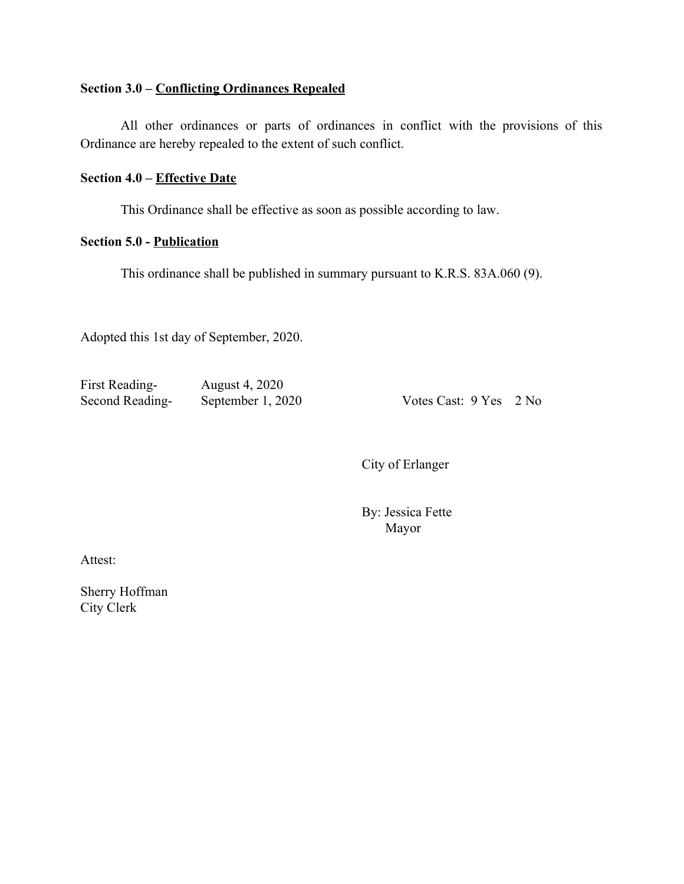**Section 3.0 – <u>Conflicting Ordinances Repealed</u>**

All other ordinances or parts of ordinances in conflict with the provisions of this Ordinance are hereby repealed to the extent of such conflict.

**Section 4.0 – <u>Effective Date</u>**

This Ordinance shall be effective as soon as possible according to law.

**Section 5.0 - <u>Publication</u>**

This ordinance shall be published in summary pursuant to K.R.S. 83A.060 (9).

Adopted this 1st day of September, 2020.

| | | |
|---|---|---|
| First Reading- | August 4, 2020 | |
| Second Reading- | September 1, 2020 | Votes Cast: 9 Yes 2 No |

City of Erlanger

By: Jessica Fette
Mayor

Attest:

Sherry Hoffman
City Clerk